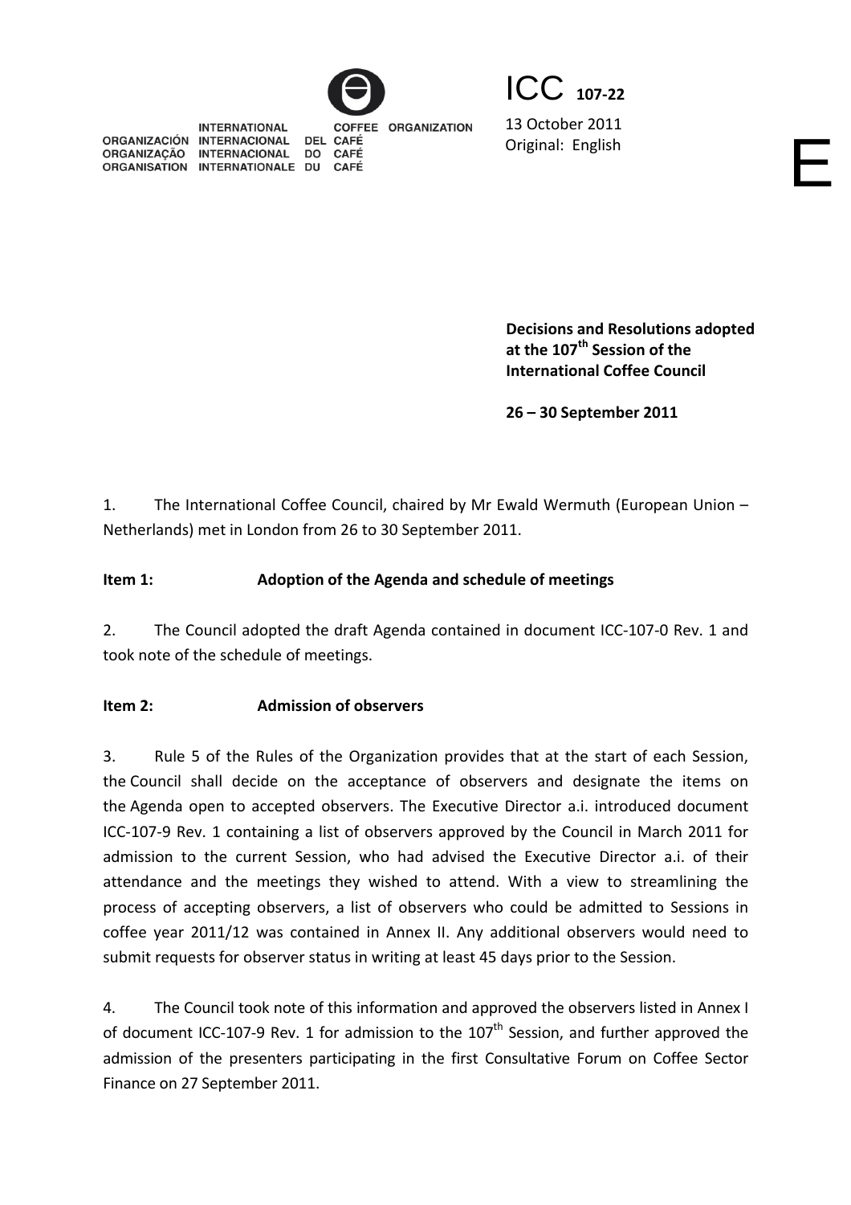INTERNATIONAL COFFEE ORGANIZATION
ORGANIZACIÓN INTERNACIONAL DEL CAFÉ
ORGANIZAÇÃO INTERNACIONAL DO CAFÉ
ORGANISATION INTERNATIONALE DU CAFÉ

ICC 107-22

13 October 2011
Original: English

E

**Decisions and Resolutions adopted at the 107th Session of the International Coffee Council**

**26 – 30 September 2011**

1. The International Coffee Council, chaired by Mr Ewald Wermuth (European Union – Netherlands) met in London from 26 to 30 September 2011.

**Item 1: Adoption of the Agenda and schedule of meetings**

2. The Council adopted the draft Agenda contained in document ICC-107-0 Rev. 1 and took note of the schedule of meetings.

**Item 2: Admission of observers**

3. Rule 5 of the Rules of the Organization provides that at the start of each Session, the Council shall decide on the acceptance of observers and designate the items on the Agenda open to accepted observers. The Executive Director a.i. introduced document ICC-107-9 Rev. 1 containing a list of observers approved by the Council in March 2011 for admission to the current Session, who had advised the Executive Director a.i. of their attendance and the meetings they wished to attend. With a view to streamlining the process of accepting observers, a list of observers who could be admitted to Sessions in coffee year 2011/12 was contained in Annex II. Any additional observers would need to submit requests for observer status in writing at least 45 days prior to the Session.

4. The Council took note of this information and approved the observers listed in Annex I of document ICC-107-9 Rev. 1 for admission to the 107th Session, and further approved the admission of the presenters participating in the first Consultative Forum on Coffee Sector Finance on 27 September 2011.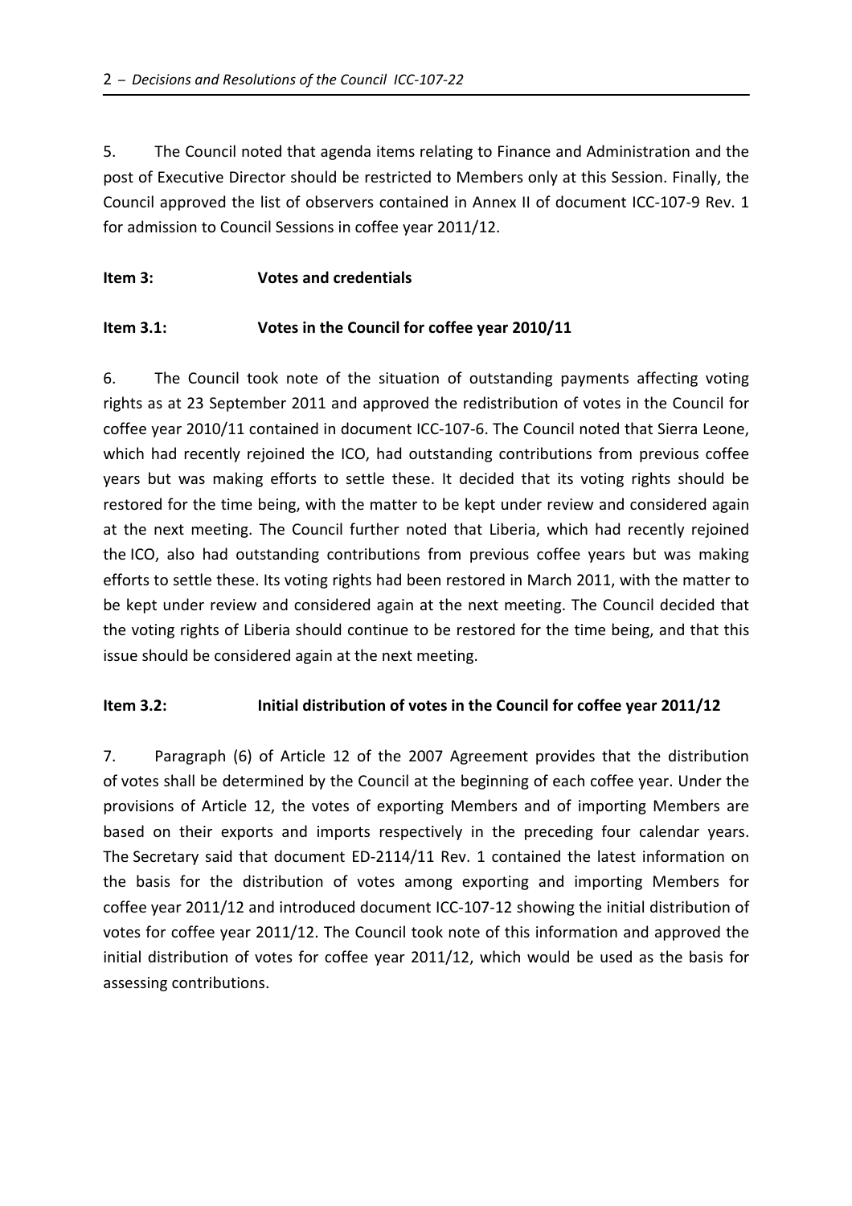5. The Council noted that agenda items relating to Finance and Administration and the post of Executive Director should be restricted to Members only at this Session. Finally, the Council approved the list of observers contained in Annex II of document ICC-107-9 Rev. 1 for admission to Council Sessions in coffee year 2011/12.

**Item 3: Votes and credentials**

**Item 3.1: Votes in the Council for coffee year 2010/11**

6. The Council took note of the situation of outstanding payments affecting voting rights as at 23 September 2011 and approved the redistribution of votes in the Council for coffee year 2010/11 contained in document ICC-107-6. The Council noted that Sierra Leone, which had recently rejoined the ICO, had outstanding contributions from previous coffee years but was making efforts to settle these. It decided that its voting rights should be restored for the time being, with the matter to be kept under review and considered again at the next meeting. The Council further noted that Liberia, which had recently rejoined the ICO, also had outstanding contributions from previous coffee years but was making efforts to settle these. Its voting rights had been restored in March 2011, with the matter to be kept under review and considered again at the next meeting. The Council decided that the voting rights of Liberia should continue to be restored for the time being, and that this issue should be considered again at the next meeting.

**Item 3.2: Initial distribution of votes in the Council for coffee year 2011/12**

7. Paragraph (6) of Article 12 of the 2007 Agreement provides that the distribution of votes shall be determined by the Council at the beginning of each coffee year. Under the provisions of Article 12, the votes of exporting Members and of importing Members are based on their exports and imports respectively in the preceding four calendar years. The Secretary said that document ED-2114/11 Rev. 1 contained the latest information on the basis for the distribution of votes among exporting and importing Members for coffee year 2011/12 and introduced document ICC-107-12 showing the initial distribution of votes for coffee year 2011/12. The Council took note of this information and approved the initial distribution of votes for coffee year 2011/12, which would be used as the basis for assessing contributions.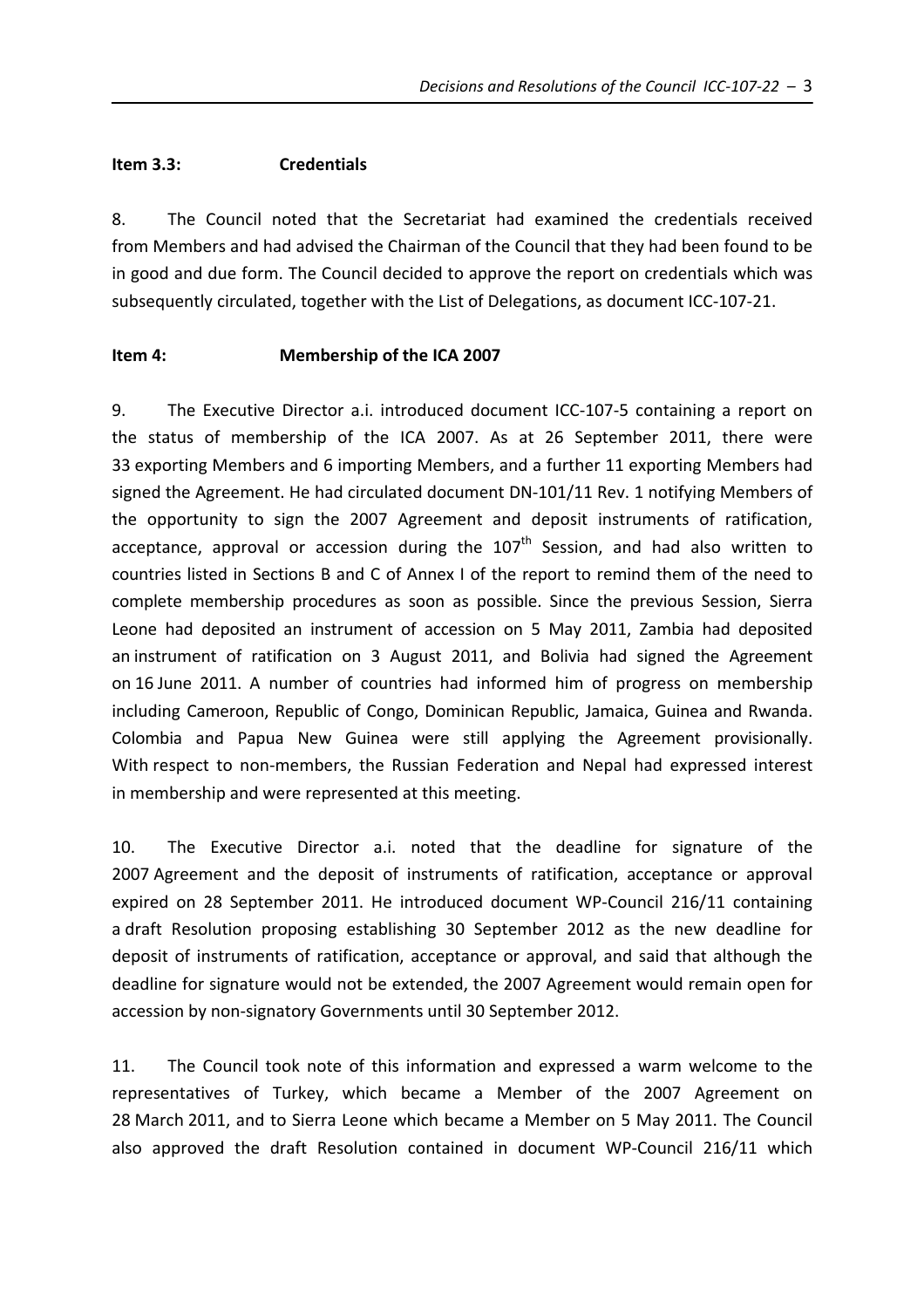**Item 3.3: Credentials**

8. The Council noted that the Secretariat had examined the credentials received from Members and had advised the Chairman of the Council that they had been found to be in good and due form. The Council decided to approve the report on credentials which was subsequently circulated, together with the List of Delegations, as document ICC-107-21.

**Item 4: Membership of the ICA 2007**

9. The Executive Director a.i. introduced document ICC-107-5 containing a report on the status of membership of the ICA 2007. As at 26 September 2011, there were 33 exporting Members and 6 importing Members, and a further 11 exporting Members had signed the Agreement. He had circulated document DN-101/11 Rev. 1 notifying Members of the opportunity to sign the 2007 Agreement and deposit instruments of ratification, acceptance, approval or accession during the 107th Session, and had also written to countries listed in Sections B and C of Annex I of the report to remind them of the need to complete membership procedures as soon as possible. Since the previous Session, Sierra Leone had deposited an instrument of accession on 5 May 2011, Zambia had deposited an instrument of ratification on 3 August 2011, and Bolivia had signed the Agreement on 16 June 2011. A number of countries had informed him of progress on membership including Cameroon, Republic of Congo, Dominican Republic, Jamaica, Guinea and Rwanda. Colombia and Papua New Guinea were still applying the Agreement provisionally. With respect to non-members, the Russian Federation and Nepal had expressed interest in membership and were represented at this meeting.

10. The Executive Director a.i. noted that the deadline for signature of the 2007 Agreement and the deposit of instruments of ratification, acceptance or approval expired on 28 September 2011. He introduced document WP-Council 216/11 containing a draft Resolution proposing establishing 30 September 2012 as the new deadline for deposit of instruments of ratification, acceptance or approval, and said that although the deadline for signature would not be extended, the 2007 Agreement would remain open for accession by non-signatory Governments until 30 September 2012.

11. The Council took note of this information and expressed a warm welcome to the representatives of Turkey, which became a Member of the 2007 Agreement on 28 March 2011, and to Sierra Leone which became a Member on 5 May 2011. The Council also approved the draft Resolution contained in document WP-Council 216/11 which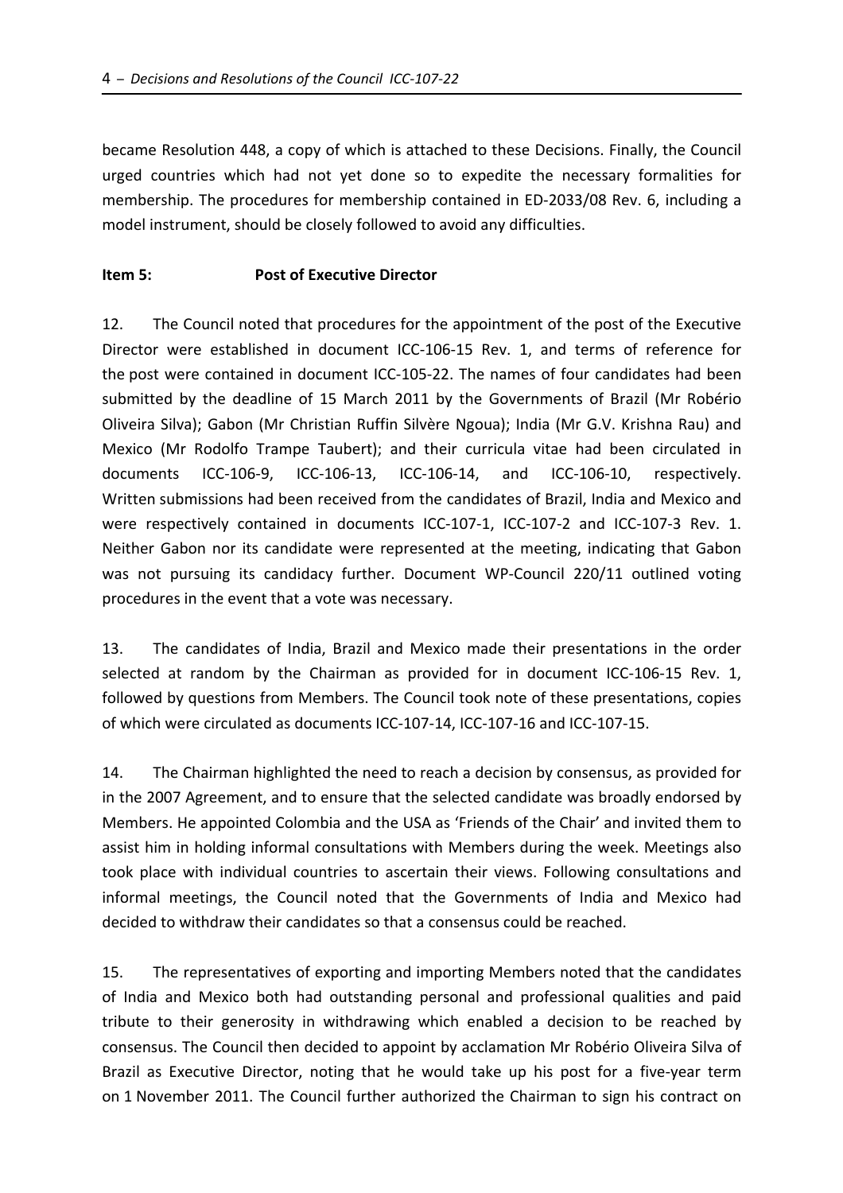became Resolution 448, a copy of which is attached to these Decisions. Finally, the Council urged countries which had not yet done so to expedite the necessary formalities for membership. The procedures for membership contained in ED-2033/08 Rev. 6, including a model instrument, should be closely followed to avoid any difficulties.

**Item 5: Post of Executive Director**

12. The Council noted that procedures for the appointment of the post of the Executive Director were established in document ICC-106-15 Rev. 1, and terms of reference for the post were contained in document ICC-105-22. The names of four candidates had been submitted by the deadline of 15 March 2011 by the Governments of Brazil (Mr Robério Oliveira Silva); Gabon (Mr Christian Ruffin Silvère Ngoua); India (Mr G.V. Krishna Rau) and Mexico (Mr Rodolfo Trampe Taubert); and their curricula vitae had been circulated in documents ICC-106-9, ICC-106-13, ICC-106-14, and ICC-106-10, respectively. Written submissions had been received from the candidates of Brazil, India and Mexico and were respectively contained in documents ICC-107-1, ICC-107-2 and ICC-107-3 Rev. 1. Neither Gabon nor its candidate were represented at the meeting, indicating that Gabon was not pursuing its candidacy further. Document WP-Council 220/11 outlined voting procedures in the event that a vote was necessary.

13. The candidates of India, Brazil and Mexico made their presentations in the order selected at random by the Chairman as provided for in document ICC-106-15 Rev. 1, followed by questions from Members. The Council took note of these presentations, copies of which were circulated as documents ICC-107-14, ICC-107-16 and ICC-107-15.

14. The Chairman highlighted the need to reach a decision by consensus, as provided for in the 2007 Agreement, and to ensure that the selected candidate was broadly endorsed by Members. He appointed Colombia and the USA as 'Friends of the Chair' and invited them to assist him in holding informal consultations with Members during the week. Meetings also took place with individual countries to ascertain their views. Following consultations and informal meetings, the Council noted that the Governments of India and Mexico had decided to withdraw their candidates so that a consensus could be reached.

15. The representatives of exporting and importing Members noted that the candidates of India and Mexico both had outstanding personal and professional qualities and paid tribute to their generosity in withdrawing which enabled a decision to be reached by consensus. The Council then decided to appoint by acclamation Mr Robério Oliveira Silva of Brazil as Executive Director, noting that he would take up his post for a five-year term on 1 November 2011. The Council further authorized the Chairman to sign his contract on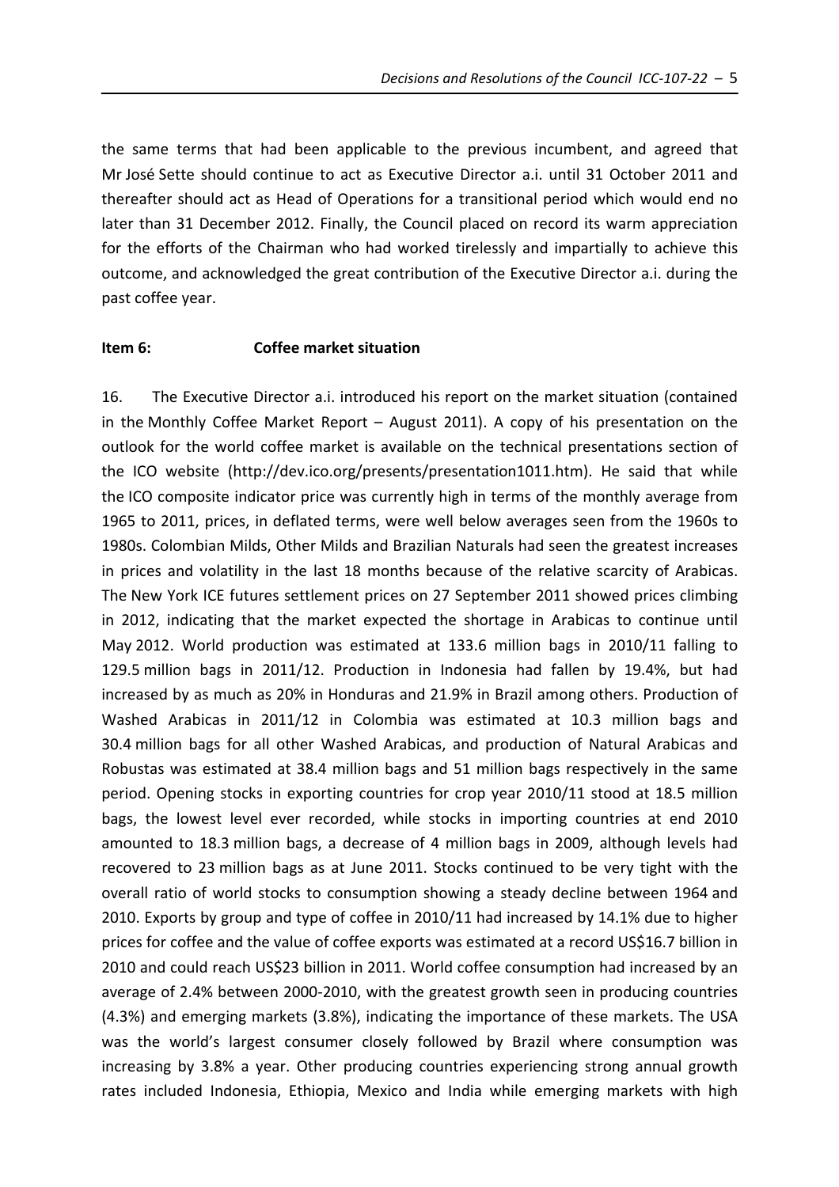the same terms that had been applicable to the previous incumbent, and agreed that Mr José Sette should continue to act as Executive Director a.i. until 31 October 2011 and thereafter should act as Head of Operations for a transitional period which would end no later than 31 December 2012. Finally, the Council placed on record its warm appreciation for the efforts of the Chairman who had worked tirelessly and impartially to achieve this outcome, and acknowledged the great contribution of the Executive Director a.i. during the past coffee year.

**Item 6: Coffee market situation**

16. The Executive Director a.i. introduced his report on the market situation (contained in the Monthly Coffee Market Report – August 2011). A copy of his presentation on the outlook for the world coffee market is available on the technical presentations section of the ICO website (http://dev.ico.org/presents/presentation1011.htm). He said that while the ICO composite indicator price was currently high in terms of the monthly average from 1965 to 2011, prices, in deflated terms, were well below averages seen from the 1960s to 1980s. Colombian Milds, Other Milds and Brazilian Naturals had seen the greatest increases in prices and volatility in the last 18 months because of the relative scarcity of Arabicas. The New York ICE futures settlement prices on 27 September 2011 showed prices climbing in 2012, indicating that the market expected the shortage in Arabicas to continue until May 2012. World production was estimated at 133.6 million bags in 2010/11 falling to 129.5 million bags in 2011/12. Production in Indonesia had fallen by 19.4%, but had increased by as much as 20% in Honduras and 21.9% in Brazil among others. Production of Washed Arabicas in 2011/12 in Colombia was estimated at 10.3 million bags and 30.4 million bags for all other Washed Arabicas, and production of Natural Arabicas and Robustas was estimated at 38.4 million bags and 51 million bags respectively in the same period. Opening stocks in exporting countries for crop year 2010/11 stood at 18.5 million bags, the lowest level ever recorded, while stocks in importing countries at end 2010 amounted to 18.3 million bags, a decrease of 4 million bags in 2009, although levels had recovered to 23 million bags as at June 2011. Stocks continued to be very tight with the overall ratio of world stocks to consumption showing a steady decline between 1964 and 2010. Exports by group and type of coffee in 2010/11 had increased by 14.1% due to higher prices for coffee and the value of coffee exports was estimated at a record US$16.7 billion in 2010 and could reach US$23 billion in 2011. World coffee consumption had increased by an average of 2.4% between 2000-2010, with the greatest growth seen in producing countries (4.3%) and emerging markets (3.8%), indicating the importance of these markets. The USA was the world's largest consumer closely followed by Brazil where consumption was increasing by 3.8% a year. Other producing countries experiencing strong annual growth rates included Indonesia, Ethiopia, Mexico and India while emerging markets with high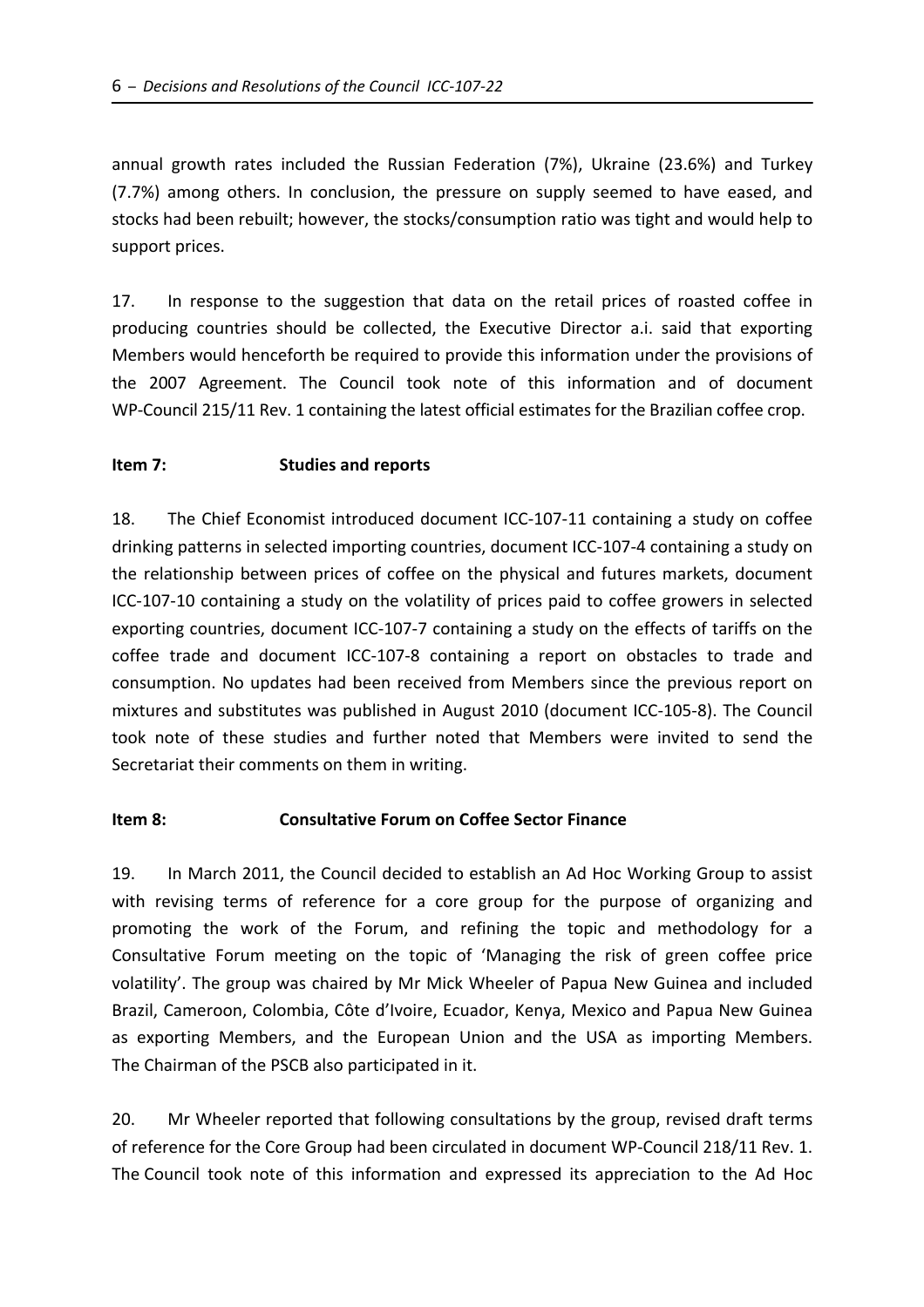annual growth rates included the Russian Federation (7%), Ukraine (23.6%) and Turkey (7.7%) among others. In conclusion, the pressure on supply seemed to have eased, and stocks had been rebuilt; however, the stocks/consumption ratio was tight and would help to support prices.

17. In response to the suggestion that data on the retail prices of roasted coffee in producing countries should be collected, the Executive Director a.i. said that exporting Members would henceforth be required to provide this information under the provisions of the 2007 Agreement. The Council took note of this information and of document WP-Council 215/11 Rev. 1 containing the latest official estimates for the Brazilian coffee crop.

**Item 7: Studies and reports**

18. The Chief Economist introduced document ICC-107-11 containing a study on coffee drinking patterns in selected importing countries, document ICC-107-4 containing a study on the relationship between prices of coffee on the physical and futures markets, document ICC-107-10 containing a study on the volatility of prices paid to coffee growers in selected exporting countries, document ICC-107-7 containing a study on the effects of tariffs on the coffee trade and document ICC-107-8 containing a report on obstacles to trade and consumption. No updates had been received from Members since the previous report on mixtures and substitutes was published in August 2010 (document ICC-105-8). The Council took note of these studies and further noted that Members were invited to send the Secretariat their comments on them in writing.

**Item 8: Consultative Forum on Coffee Sector Finance**

19. In March 2011, the Council decided to establish an Ad Hoc Working Group to assist with revising terms of reference for a core group for the purpose of organizing and promoting the work of the Forum, and refining the topic and methodology for a Consultative Forum meeting on the topic of 'Managing the risk of green coffee price volatility'. The group was chaired by Mr Mick Wheeler of Papua New Guinea and included Brazil, Cameroon, Colombia, Côte d'Ivoire, Ecuador, Kenya, Mexico and Papua New Guinea as exporting Members, and the European Union and the USA as importing Members. The Chairman of the PSCB also participated in it.

20. Mr Wheeler reported that following consultations by the group, revised draft terms of reference for the Core Group had been circulated in document WP-Council 218/11 Rev. 1. The Council took note of this information and expressed its appreciation to the Ad Hoc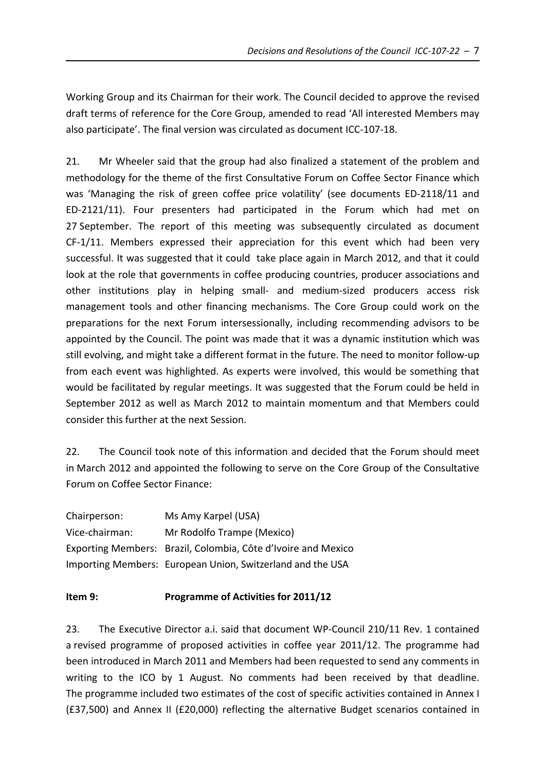Working Group and its Chairman for their work. The Council decided to approve the revised draft terms of reference for the Core Group, amended to read 'All interested Members may also participate'. The final version was circulated as document ICC-107-18.

21. Mr Wheeler said that the group had also finalized a statement of the problem and methodology for the theme of the first Consultative Forum on Coffee Sector Finance which was 'Managing the risk of green coffee price volatility' (see documents ED-2118/11 and ED-2121/11). Four presenters had participated in the Forum which had met on 27 September. The report of this meeting was subsequently circulated as document CF-1/11. Members expressed their appreciation for this event which had been very successful. It was suggested that it could take place again in March 2012, and that it could look at the role that governments in coffee producing countries, producer associations and other institutions play in helping small- and medium-sized producers access risk management tools and other financing mechanisms. The Core Group could work on the preparations for the next Forum intersessionally, including recommending advisors to be appointed by the Council. The point was made that it was a dynamic institution which was still evolving, and might take a different format in the future. The need to monitor follow-up from each event was highlighted. As experts were involved, this would be something that would be facilitated by regular meetings. It was suggested that the Forum could be held in September 2012 as well as March 2012 to maintain momentum and that Members could consider this further at the next Session.

22. The Council took note of this information and decided that the Forum should meet in March 2012 and appointed the following to serve on the Core Group of the Consultative Forum on Coffee Sector Finance:

| | |
|---|---|
| Chairperson: | Ms Amy Karpel (USA) |
| Vice-chairman: | Mr Rodolfo Trampe (Mexico) |
| Exporting Members: | Brazil, Colombia, Côte d'Ivoire and Mexico |
| Importing Members: | European Union, Switzerland and the USA |

### Item 9: Programme of Activities for 2011/12

23. The Executive Director a.i. said that document WP-Council 210/11 Rev. 1 contained a revised programme of proposed activities in coffee year 2011/12. The programme had been introduced in March 2011 and Members had been requested to send any comments in writing to the ICO by 1 August. No comments had been received by that deadline. The programme included two estimates of the cost of specific activities contained in Annex I (£37,500) and Annex II (£20,000) reflecting the alternative Budget scenarios contained in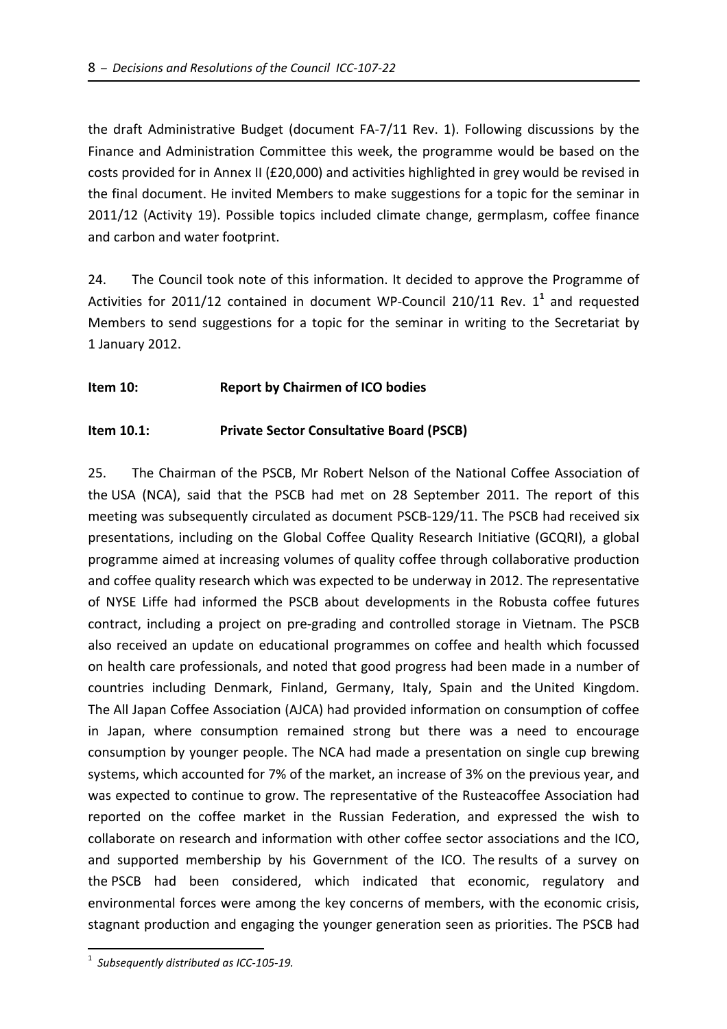the draft Administrative Budget (document FA-7/11 Rev. 1). Following discussions by the Finance and Administration Committee this week, the programme would be based on the costs provided for in Annex II (£20,000) and activities highlighted in grey would be revised in the final document. He invited Members to make suggestions for a topic for the seminar in 2011/12 (Activity 19). Possible topics included climate change, germplasm, coffee finance and carbon and water footprint.

24. The Council took note of this information. It decided to approve the Programme of Activities for 2011/12 contained in document WP-Council 210/11 Rev. 1[1] and requested Members to send suggestions for a topic for the seminar in writing to the Secretariat by 1 January 2012.

**Item 10: Report by Chairmen of ICO bodies**

**Item 10.1: Private Sector Consultative Board (PSCB)**

25. The Chairman of the PSCB, Mr Robert Nelson of the National Coffee Association of the USA (NCA), said that the PSCB had met on 28 September 2011. The report of this meeting was subsequently circulated as document PSCB-129/11. The PSCB had received six presentations, including on the Global Coffee Quality Research Initiative (GCQRI), a global programme aimed at increasing volumes of quality coffee through collaborative production and coffee quality research which was expected to be underway in 2012. The representative of NYSE Liffe had informed the PSCB about developments in the Robusta coffee futures contract, including a project on pre-grading and controlled storage in Vietnam. The PSCB also received an update on educational programmes on coffee and health which focussed on health care professionals, and noted that good progress had been made in a number of countries including Denmark, Finland, Germany, Italy, Spain and the United Kingdom. The All Japan Coffee Association (AJCA) had provided information on consumption of coffee in Japan, where consumption remained strong but there was a need to encourage consumption by younger people. The NCA had made a presentation on single cup brewing systems, which accounted for 7% of the market, an increase of 3% on the previous year, and was expected to continue to grow. The representative of the Rusteacoffee Association had reported on the coffee market in the Russian Federation, and expressed the wish to collaborate on research and information with other coffee sector associations and the ICO, and supported membership by his Government of the ICO. The results of a survey on the PSCB had been considered, which indicated that economic, regulatory and environmental forces were among the key concerns of members, with the economic crisis, stagnant production and engaging the younger generation seen as priorities. The PSCB had

[1] *Subsequently distributed as ICC-105-19.*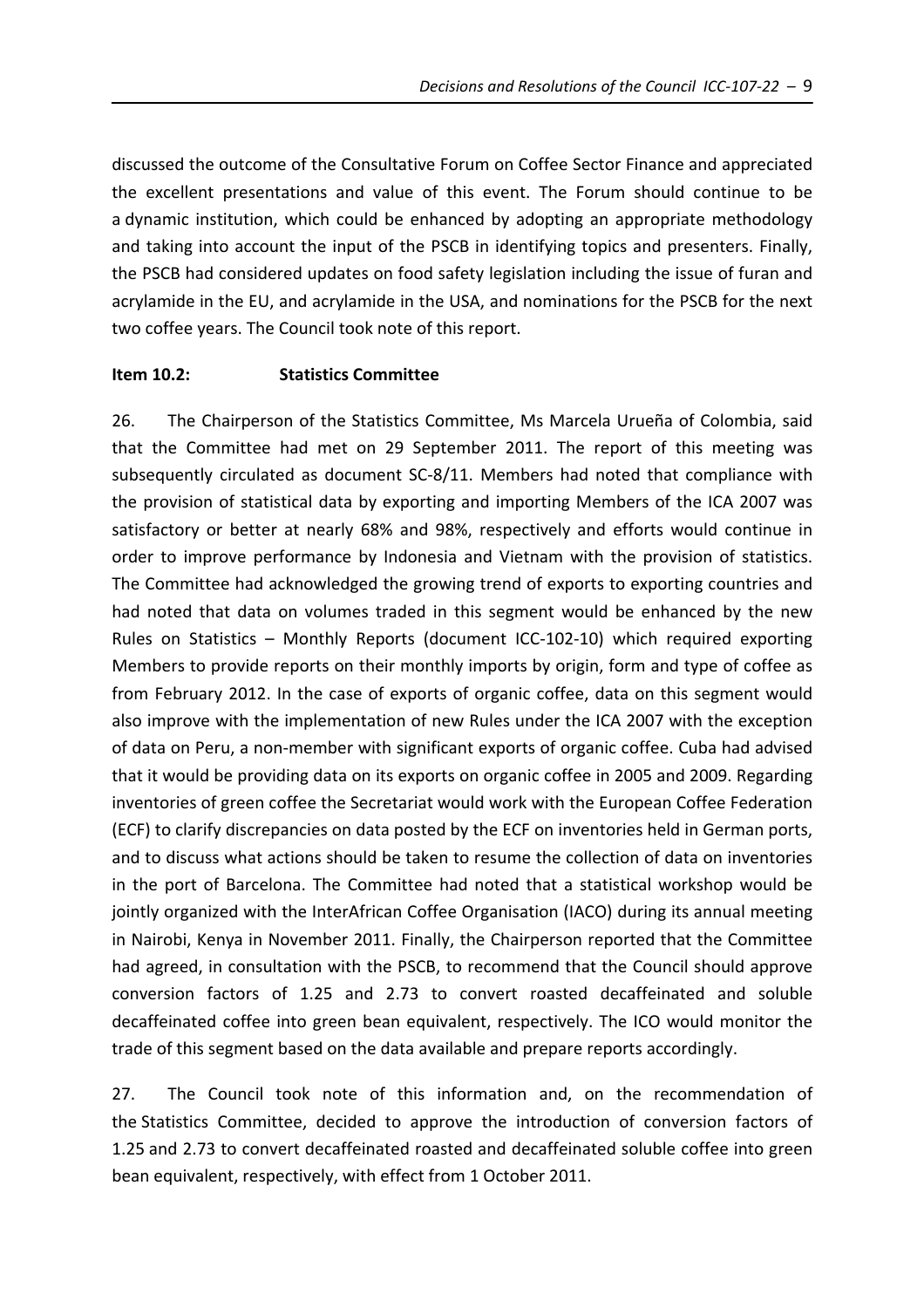discussed the outcome of the Consultative Forum on Coffee Sector Finance and appreciated the excellent presentations and value of this event. The Forum should continue to be a dynamic institution, which could be enhanced by adopting an appropriate methodology and taking into account the input of the PSCB in identifying topics and presenters. Finally, the PSCB had considered updates on food safety legislation including the issue of furan and acrylamide in the EU, and acrylamide in the USA, and nominations for the PSCB for the next two coffee years. The Council took note of this report.

**Item 10.2: Statistics Committee**

26. The Chairperson of the Statistics Committee, Ms Marcela Urueña of Colombia, said that the Committee had met on 29 September 2011. The report of this meeting was subsequently circulated as document SC-8/11. Members had noted that compliance with the provision of statistical data by exporting and importing Members of the ICA 2007 was satisfactory or better at nearly 68% and 98%, respectively and efforts would continue in order to improve performance by Indonesia and Vietnam with the provision of statistics. The Committee had acknowledged the growing trend of exports to exporting countries and had noted that data on volumes traded in this segment would be enhanced by the new Rules on Statistics – Monthly Reports (document ICC-102-10) which required exporting Members to provide reports on their monthly imports by origin, form and type of coffee as from February 2012. In the case of exports of organic coffee, data on this segment would also improve with the implementation of new Rules under the ICA 2007 with the exception of data on Peru, a non-member with significant exports of organic coffee. Cuba had advised that it would be providing data on its exports on organic coffee in 2005 and 2009. Regarding inventories of green coffee the Secretariat would work with the European Coffee Federation (ECF) to clarify discrepancies on data posted by the ECF on inventories held in German ports, and to discuss what actions should be taken to resume the collection of data on inventories in the port of Barcelona. The Committee had noted that a statistical workshop would be jointly organized with the InterAfrican Coffee Organisation (IACO) during its annual meeting in Nairobi, Kenya in November 2011. Finally, the Chairperson reported that the Committee had agreed, in consultation with the PSCB, to recommend that the Council should approve conversion factors of 1.25 and 2.73 to convert roasted decaffeinated and soluble decaffeinated coffee into green bean equivalent, respectively. The ICO would monitor the trade of this segment based on the data available and prepare reports accordingly.

27. The Council took note of this information and, on the recommendation of the Statistics Committee, decided to approve the introduction of conversion factors of 1.25 and 2.73 to convert decaffeinated roasted and decaffeinated soluble coffee into green bean equivalent, respectively, with effect from 1 October 2011.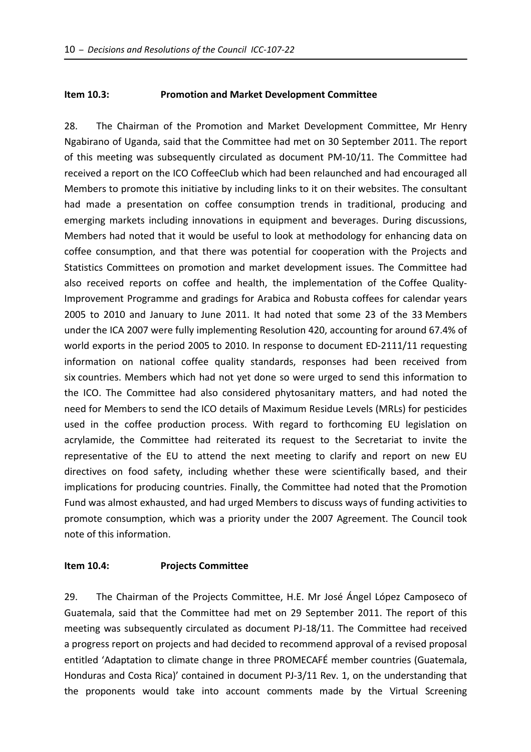**Item 10.3: Promotion and Market Development Committee**

28. The Chairman of the Promotion and Market Development Committee, Mr Henry Ngabirano of Uganda, said that the Committee had met on 30 September 2011. The report of this meeting was subsequently circulated as document PM-10/11. The Committee had received a report on the ICO CoffeeClub which had been relaunched and had encouraged all Members to promote this initiative by including links to it on their websites. The consultant had made a presentation on coffee consumption trends in traditional, producing and emerging markets including innovations in equipment and beverages. During discussions, Members had noted that it would be useful to look at methodology for enhancing data on coffee consumption, and that there was potential for cooperation with the Projects and Statistics Committees on promotion and market development issues. The Committee had also received reports on coffee and health, the implementation of the Coffee Quality-Improvement Programme and gradings for Arabica and Robusta coffees for calendar years 2005 to 2010 and January to June 2011. It had noted that some 23 of the 33 Members under the ICA 2007 were fully implementing Resolution 420, accounting for around 67.4% of world exports in the period 2005 to 2010. In response to document ED-2111/11 requesting information on national coffee quality standards, responses had been received from six countries. Members which had not yet done so were urged to send this information to the ICO. The Committee had also considered phytosanitary matters, and had noted the need for Members to send the ICO details of Maximum Residue Levels (MRLs) for pesticides used in the coffee production process. With regard to forthcoming EU legislation on acrylamide, the Committee had reiterated its request to the Secretariat to invite the representative of the EU to attend the next meeting to clarify and report on new EU directives on food safety, including whether these were scientifically based, and their implications for producing countries. Finally, the Committee had noted that the Promotion Fund was almost exhausted, and had urged Members to discuss ways of funding activities to promote consumption, which was a priority under the 2007 Agreement. The Council took note of this information.

**Item 10.4: Projects Committee**

29. The Chairman of the Projects Committee, H.E. Mr José Ángel López Camposeco of Guatemala, said that the Committee had met on 29 September 2011. The report of this meeting was subsequently circulated as document PJ-18/11. The Committee had received a progress report on projects and had decided to recommend approval of a revised proposal entitled 'Adaptation to climate change in three PROMECAFÉ member countries (Guatemala, Honduras and Costa Rica)' contained in document PJ-3/11 Rev. 1, on the understanding that the proponents would take into account comments made by the Virtual Screening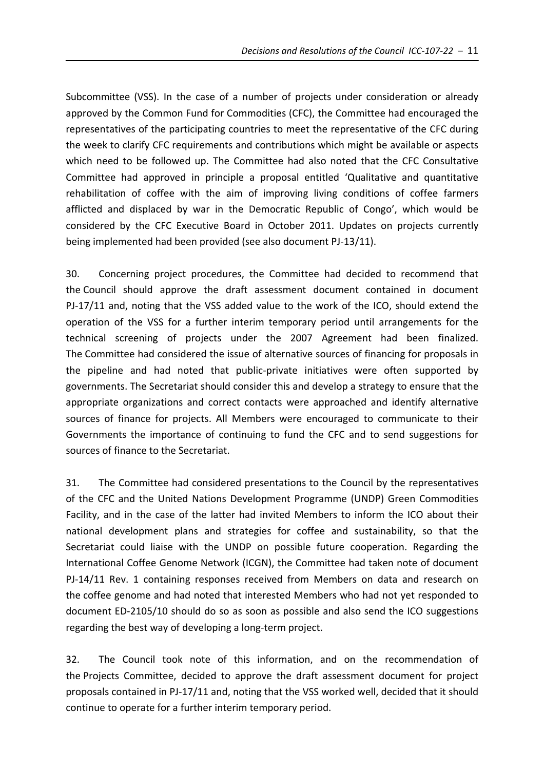Subcommittee (VSS). In the case of a number of projects under consideration or already approved by the Common Fund for Commodities (CFC), the Committee had encouraged the representatives of the participating countries to meet the representative of the CFC during the week to clarify CFC requirements and contributions which might be available or aspects which need to be followed up. The Committee had also noted that the CFC Consultative Committee had approved in principle a proposal entitled 'Qualitative and quantitative rehabilitation of coffee with the aim of improving living conditions of coffee farmers afflicted and displaced by war in the Democratic Republic of Congo', which would be considered by the CFC Executive Board in October 2011. Updates on projects currently being implemented had been provided (see also document PJ-13/11).

30. Concerning project procedures, the Committee had decided to recommend that the Council should approve the draft assessment document contained in document PJ-17/11 and, noting that the VSS added value to the work of the ICO, should extend the operation of the VSS for a further interim temporary period until arrangements for the technical screening of projects under the 2007 Agreement had been finalized. The Committee had considered the issue of alternative sources of financing for proposals in the pipeline and had noted that public-private initiatives were often supported by governments. The Secretariat should consider this and develop a strategy to ensure that the appropriate organizations and correct contacts were approached and identify alternative sources of finance for projects. All Members were encouraged to communicate to their Governments the importance of continuing to fund the CFC and to send suggestions for sources of finance to the Secretariat.

31. The Committee had considered presentations to the Council by the representatives of the CFC and the United Nations Development Programme (UNDP) Green Commodities Facility, and in the case of the latter had invited Members to inform the ICO about their national development plans and strategies for coffee and sustainability, so that the Secretariat could liaise with the UNDP on possible future cooperation. Regarding the International Coffee Genome Network (ICGN), the Committee had taken note of document PJ-14/11 Rev. 1 containing responses received from Members on data and research on the coffee genome and had noted that interested Members who had not yet responded to document ED-2105/10 should do so as soon as possible and also send the ICO suggestions regarding the best way of developing a long-term project.

32. The Council took note of this information, and on the recommendation of the Projects Committee, decided to approve the draft assessment document for project proposals contained in PJ-17/11 and, noting that the VSS worked well, decided that it should continue to operate for a further interim temporary period.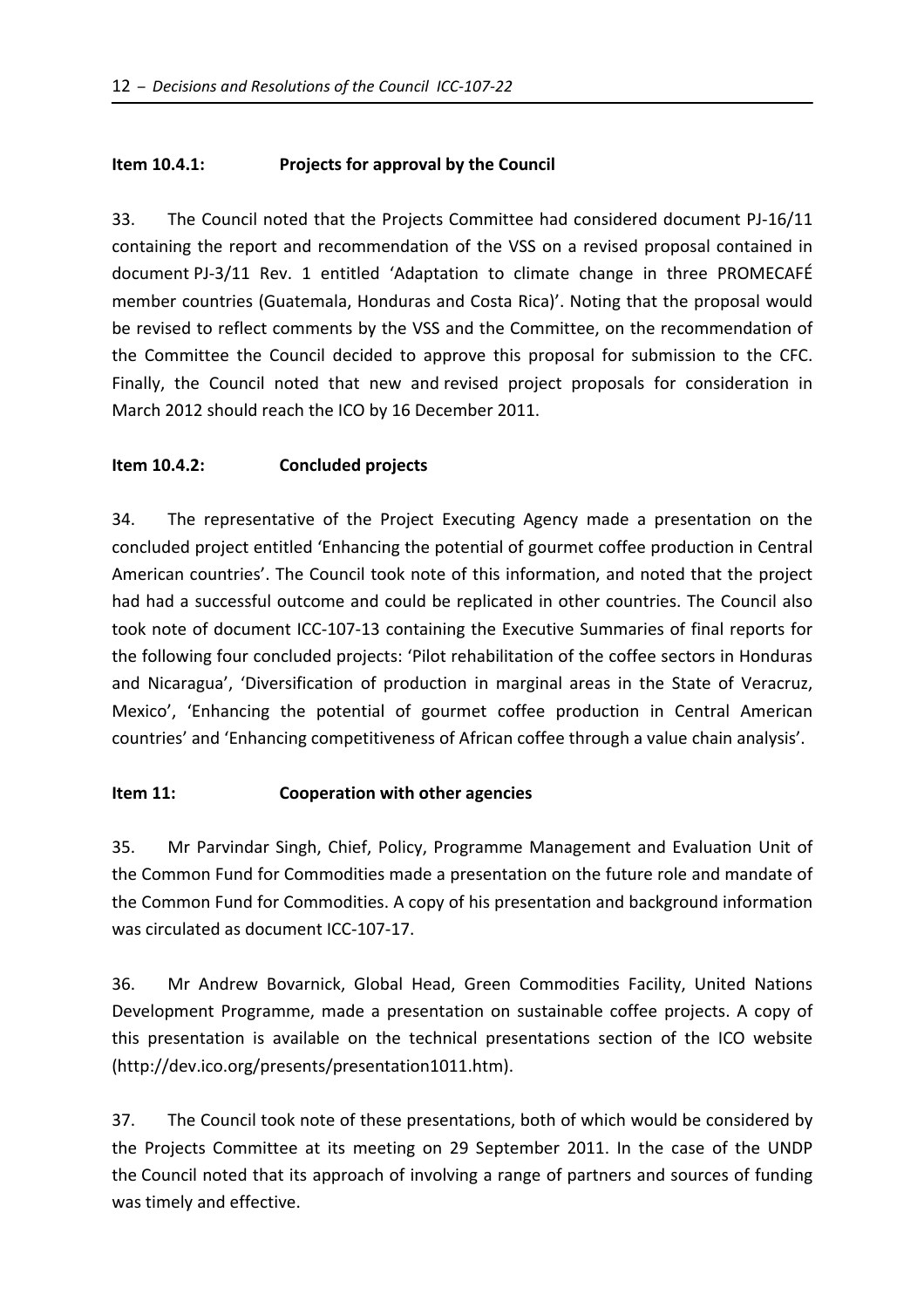**Item 10.4.1: Projects for approval by the Council**

33. The Council noted that the Projects Committee had considered document PJ-16/11 containing the report and recommendation of the VSS on a revised proposal contained in document PJ-3/11 Rev. 1 entitled 'Adaptation to climate change in three PROMECAFÉ member countries (Guatemala, Honduras and Costa Rica)'. Noting that the proposal would be revised to reflect comments by the VSS and the Committee, on the recommendation of the Committee the Council decided to approve this proposal for submission to the CFC. Finally, the Council noted that new and revised project proposals for consideration in March 2012 should reach the ICO by 16 December 2011.

**Item 10.4.2: Concluded projects**

34. The representative of the Project Executing Agency made a presentation on the concluded project entitled 'Enhancing the potential of gourmet coffee production in Central American countries'. The Council took note of this information, and noted that the project had had a successful outcome and could be replicated in other countries. The Council also took note of document ICC-107-13 containing the Executive Summaries of final reports for the following four concluded projects: 'Pilot rehabilitation of the coffee sectors in Honduras and Nicaragua', 'Diversification of production in marginal areas in the State of Veracruz, Mexico', 'Enhancing the potential of gourmet coffee production in Central American countries' and 'Enhancing competitiveness of African coffee through a value chain analysis'.

**Item 11: Cooperation with other agencies**

35. Mr Parvindar Singh, Chief, Policy, Programme Management and Evaluation Unit of the Common Fund for Commodities made a presentation on the future role and mandate of the Common Fund for Commodities. A copy of his presentation and background information was circulated as document ICC-107-17.

36. Mr Andrew Bovarnick, Global Head, Green Commodities Facility, United Nations Development Programme, made a presentation on sustainable coffee projects. A copy of this presentation is available on the technical presentations section of the ICO website (http://dev.ico.org/presents/presentation1011.htm).

37. The Council took note of these presentations, both of which would be considered by the Projects Committee at its meeting on 29 September 2011. In the case of the UNDP the Council noted that its approach of involving a range of partners and sources of funding was timely and effective.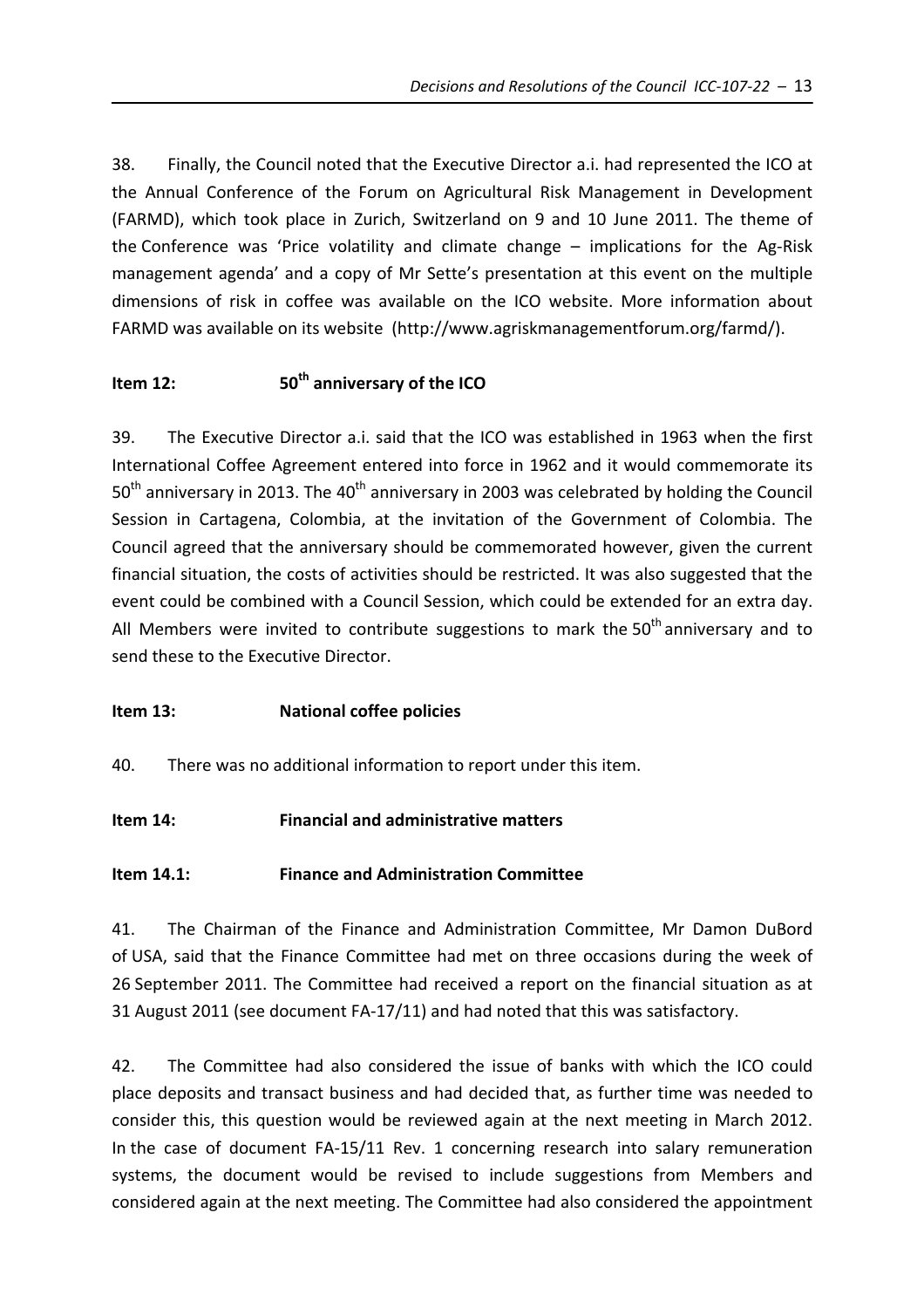38. Finally, the Council noted that the Executive Director a.i. had represented the ICO at the Annual Conference of the Forum on Agricultural Risk Management in Development (FARMD), which took place in Zurich, Switzerland on 9 and 10 June 2011. The theme of the Conference was 'Price volatility and climate change – implications for the Ag-Risk management agenda' and a copy of Mr Sette's presentation at this event on the multiple dimensions of risk in coffee was available on the ICO website. More information about FARMD was available on its website (http://www.agriskmanagementforum.org/farmd/).

### Item 12: 50th anniversary of the ICO

39. The Executive Director a.i. said that the ICO was established in 1963 when the first International Coffee Agreement entered into force in 1962 and it would commemorate its 50th anniversary in 2013. The 40th anniversary in 2003 was celebrated by holding the Council Session in Cartagena, Colombia, at the invitation of the Government of Colombia. The Council agreed that the anniversary should be commemorated however, given the current financial situation, the costs of activities should be restricted. It was also suggested that the event could be combined with a Council Session, which could be extended for an extra day. All Members were invited to contribute suggestions to mark the 50th anniversary and to send these to the Executive Director.

### Item 13: National coffee policies

40. There was no additional information to report under this item.

### Item 14: Financial and administrative matters

### Item 14.1: Finance and Administration Committee

41. The Chairman of the Finance and Administration Committee, Mr Damon DuBord of USA, said that the Finance Committee had met on three occasions during the week of 26 September 2011. The Committee had received a report on the financial situation as at 31 August 2011 (see document FA-17/11) and had noted that this was satisfactory.

42. The Committee had also considered the issue of banks with which the ICO could place deposits and transact business and had decided that, as further time was needed to consider this, this question would be reviewed again at the next meeting in March 2012. In the case of document FA-15/11 Rev. 1 concerning research into salary remuneration systems, the document would be revised to include suggestions from Members and considered again at the next meeting. The Committee had also considered the appointment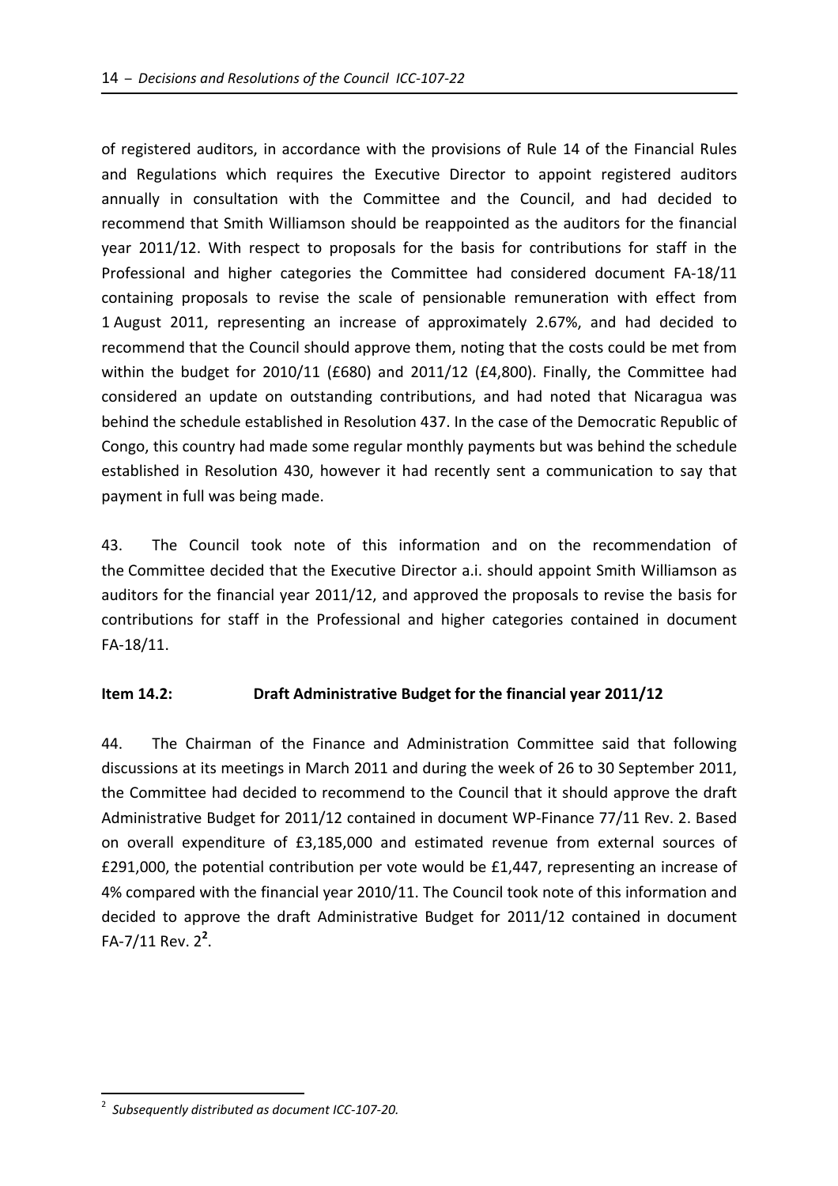of registered auditors, in accordance with the provisions of Rule 14 of the Financial Rules and Regulations which requires the Executive Director to appoint registered auditors annually in consultation with the Committee and the Council, and had decided to recommend that Smith Williamson should be reappointed as the auditors for the financial year 2011/12. With respect to proposals for the basis for contributions for staff in the Professional and higher categories the Committee had considered document FA-18/11 containing proposals to revise the scale of pensionable remuneration with effect from 1 August 2011, representing an increase of approximately 2.67%, and had decided to recommend that the Council should approve them, noting that the costs could be met from within the budget for 2010/11 (£680) and 2011/12 (£4,800). Finally, the Committee had considered an update on outstanding contributions, and had noted that Nicaragua was behind the schedule established in Resolution 437. In the case of the Democratic Republic of Congo, this country had made some regular monthly payments but was behind the schedule established in Resolution 430, however it had recently sent a communication to say that payment in full was being made.

43. The Council took note of this information and on the recommendation of the Committee decided that the Executive Director a.i. should appoint Smith Williamson as auditors for the financial year 2011/12, and approved the proposals to revise the basis for contributions for staff in the Professional and higher categories contained in document FA-18/11.

**Item 14.2: Draft Administrative Budget for the financial year 2011/12**

44. The Chairman of the Finance and Administration Committee said that following discussions at its meetings in March 2011 and during the week of 26 to 30 September 2011, the Committee had decided to recommend to the Council that it should approve the draft Administrative Budget for 2011/12 contained in document WP-Finance 77/11 Rev. 2. Based on overall expenditure of £3,185,000 and estimated revenue from external sources of £291,000, the potential contribution per vote would be £1,447, representing an increase of 4% compared with the financial year 2010/11. The Council took note of this information and decided to approve the draft Administrative Budget for 2011/12 contained in document FA-7/11 Rev. 2[2].

---

[2] *Subsequently distributed as document ICC-107-20.*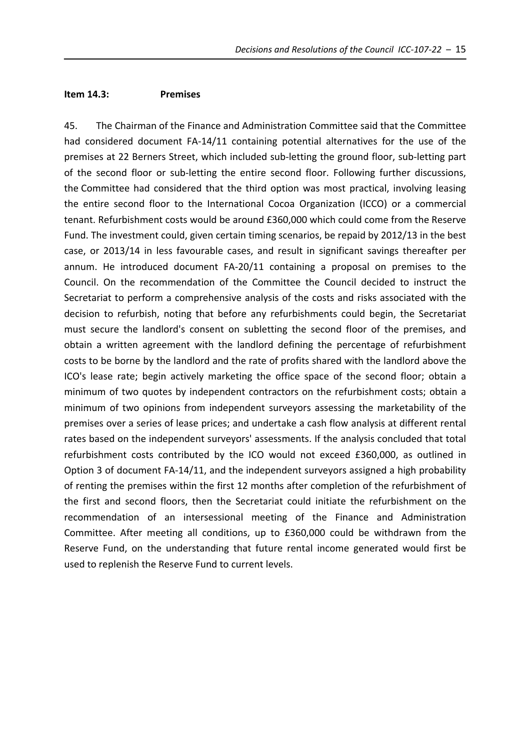**Item 14.3: Premises**

45. The Chairman of the Finance and Administration Committee said that the Committee had considered document FA-14/11 containing potential alternatives for the use of the premises at 22 Berners Street, which included sub-letting the ground floor, sub-letting part of the second floor or sub-letting the entire second floor. Following further discussions, the Committee had considered that the third option was most practical, involving leasing the entire second floor to the International Cocoa Organization (ICCO) or a commercial tenant. Refurbishment costs would be around £360,000 which could come from the Reserve Fund. The investment could, given certain timing scenarios, be repaid by 2012/13 in the best case, or 2013/14 in less favourable cases, and result in significant savings thereafter per annum. He introduced document FA-20/11 containing a proposal on premises to the Council. On the recommendation of the Committee the Council decided to instruct the Secretariat to perform a comprehensive analysis of the costs and risks associated with the decision to refurbish, noting that before any refurbishments could begin, the Secretariat must secure the landlord's consent on subletting the second floor of the premises, and obtain a written agreement with the landlord defining the percentage of refurbishment costs to be borne by the landlord and the rate of profits shared with the landlord above the ICO's lease rate; begin actively marketing the office space of the second floor; obtain a minimum of two quotes by independent contractors on the refurbishment costs; obtain a minimum of two opinions from independent surveyors assessing the marketability of the premises over a series of lease prices; and undertake a cash flow analysis at different rental rates based on the independent surveyors' assessments. If the analysis concluded that total refurbishment costs contributed by the ICO would not exceed £360,000, as outlined in Option 3 of document FA-14/11, and the independent surveyors assigned a high probability of renting the premises within the first 12 months after completion of the refurbishment of the first and second floors, then the Secretariat could initiate the refurbishment on the recommendation of an intersessional meeting of the Finance and Administration Committee. After meeting all conditions, up to £360,000 could be withdrawn from the Reserve Fund, on the understanding that future rental income generated would first be used to replenish the Reserve Fund to current levels.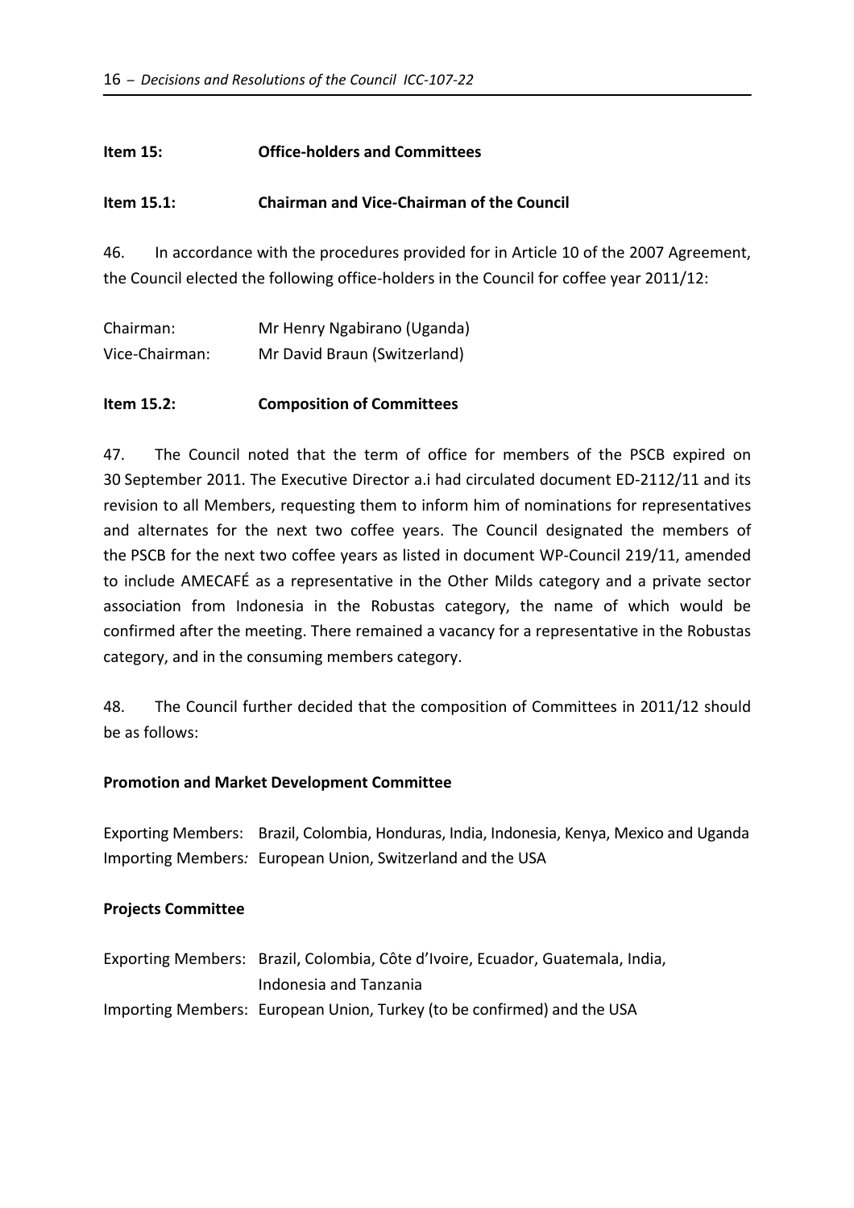**Item 15: Office-holders and Committees**

**Item 15.1: Chairman and Vice-Chairman of the Council**

46. In accordance with the procedures provided for in Article 10 of the 2007 Agreement, the Council elected the following office-holders in the Council for coffee year 2011/12:

Chairman: Mr Henry Ngabirano (Uganda)
Vice-Chairman: Mr David Braun (Switzerland)

**Item 15.2: Composition of Committees**

47. The Council noted that the term of office for members of the PSCB expired on 30 September 2011. The Executive Director a.i had circulated document ED-2112/11 and its revision to all Members, requesting them to inform him of nominations for representatives and alternates for the next two coffee years. The Council designated the members of the PSCB for the next two coffee years as listed in document WP-Council 219/11, amended to include AMECAFÉ as a representative in the Other Milds category and a private sector association from Indonesia in the Robustas category, the name of which would be confirmed after the meeting. There remained a vacancy for a representative in the Robustas category, and in the consuming members category.

48. The Council further decided that the composition of Committees in 2011/12 should be as follows:

**Promotion and Market Development Committee**

Exporting Members: Brazil, Colombia, Honduras, India, Indonesia, Kenya, Mexico and Uganda
Importing Members: European Union, Switzerland and the USA

**Projects Committee**

Exporting Members: Brazil, Colombia, Côte d'Ivoire, Ecuador, Guatemala, India, Indonesia and Tanzania
Importing Members: European Union, Turkey (to be confirmed) and the USA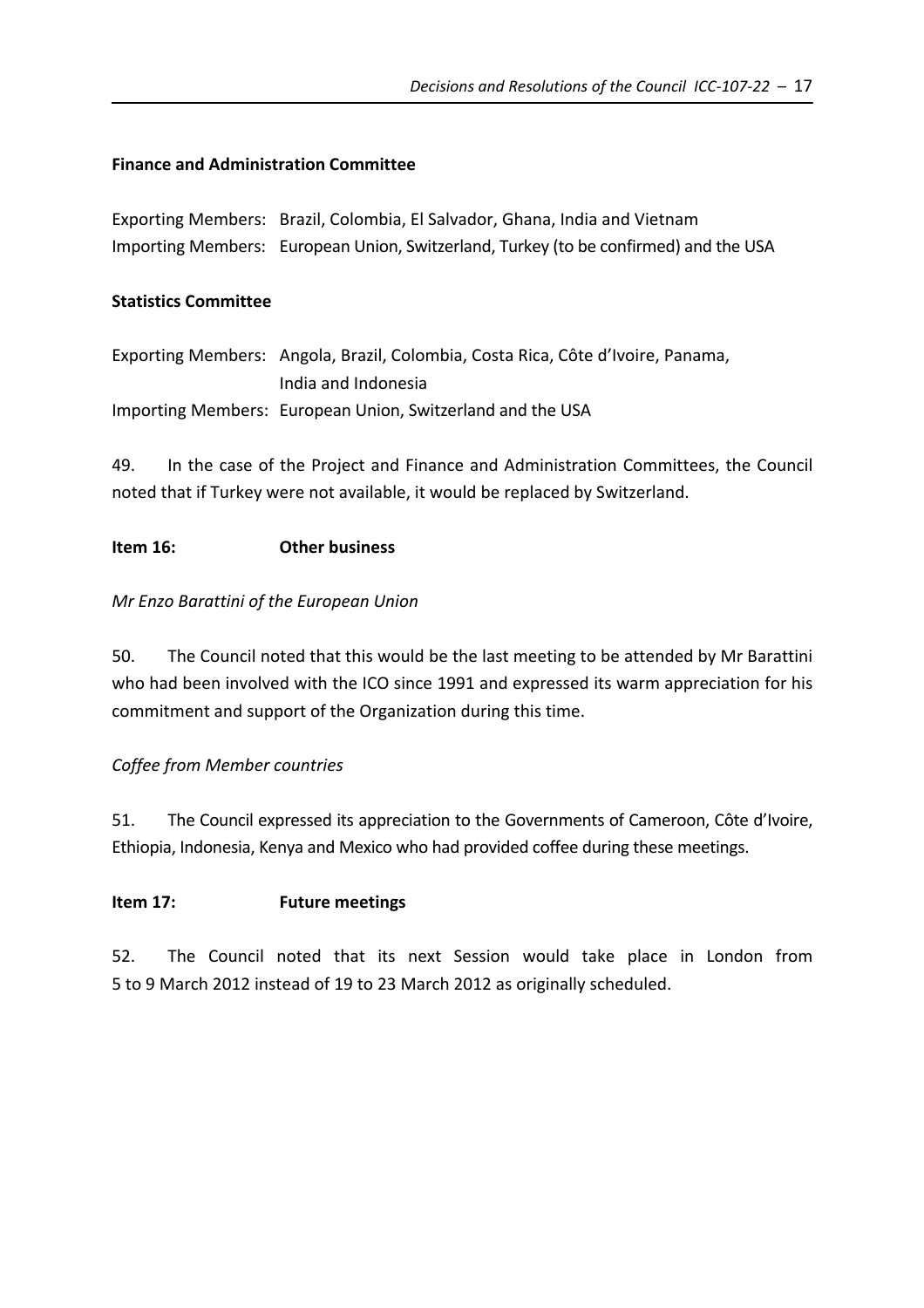**Finance and Administration Committee**

Exporting Members: Brazil, Colombia, El Salvador, Ghana, India and Vietnam
Importing Members: European Union, Switzerland, Turkey (to be confirmed) and the USA

**Statistics Committee**

Exporting Members: Angola, Brazil, Colombia, Costa Rica, Côte d'Ivoire, Panama, India and Indonesia
Importing Members: European Union, Switzerland and the USA

49. In the case of the Project and Finance and Administration Committees, the Council noted that if Turkey were not available, it would be replaced by Switzerland.

**Item 16: Other business**

*Mr Enzo Barattini of the European Union*

50. The Council noted that this would be the last meeting to be attended by Mr Barattini who had been involved with the ICO since 1991 and expressed its warm appreciation for his commitment and support of the Organization during this time.

*Coffee from Member countries*

51. The Council expressed its appreciation to the Governments of Cameroon, Côte d'Ivoire, Ethiopia, Indonesia, Kenya and Mexico who had provided coffee during these meetings.

**Item 17: Future meetings**

52. The Council noted that its next Session would take place in London from 5 to 9 March 2012 instead of 19 to 23 March 2012 as originally scheduled.